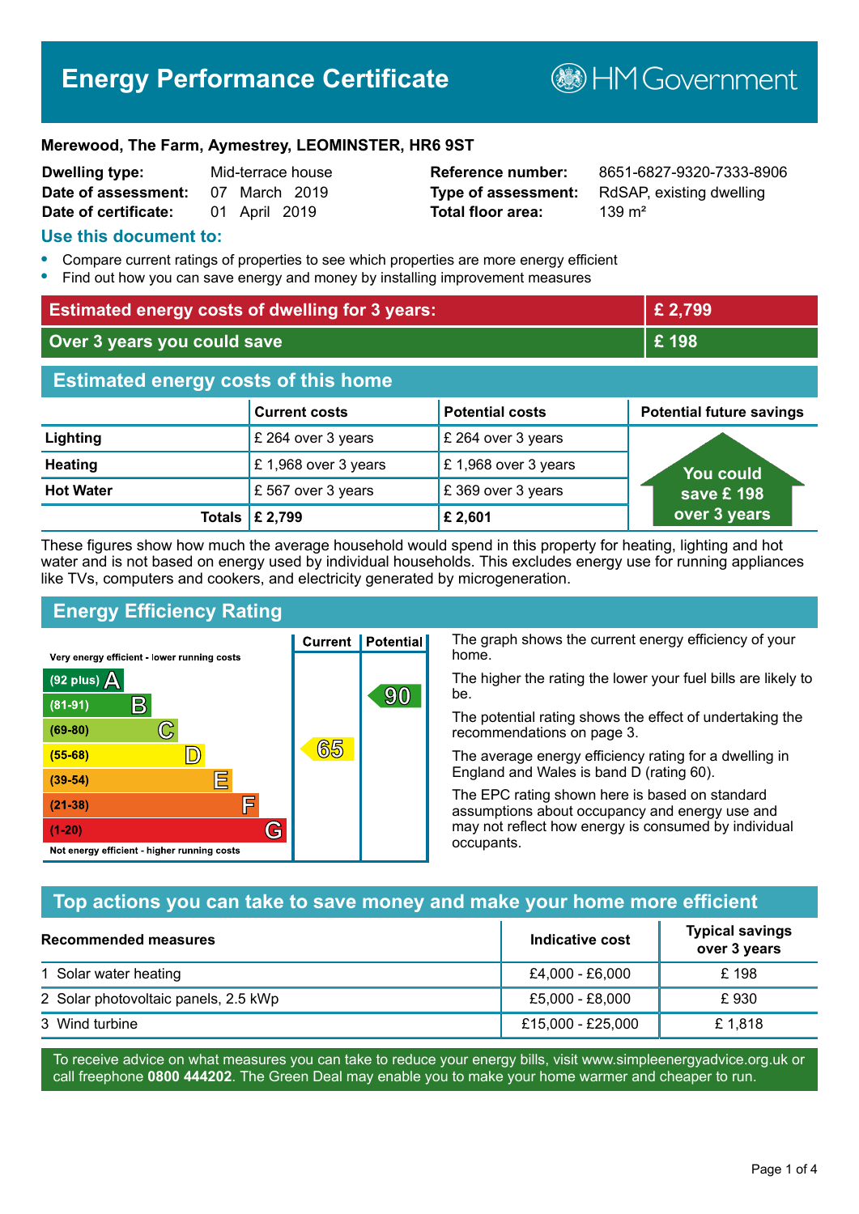# Energy Performance Certificate

HM Government

**Merewood, The Farm, Aymestrey, LEOMINSTER, HR6 9ST**

| | | | |
|---|---|---|---|
| **Dwelling type:** | Mid-terrace house | **Reference number:** | 8651-6827-9320-7333-8906 |
| **Date of assessment:** | 07 March 2019 | **Type of assessment:** | RdSAP, existing dwelling |
| **Date of certificate:** | 01 April 2019 | **Total floor area:** | 139 m² |

## Use this document to:

- Compare current ratings of properties to see which properties are more energy efficient
- Find out how you can save energy and money by installing improvement measures

| | |
|---|---|
| **Estimated energy costs of dwelling for 3 years:** | **£ 2,799** |
| **Over 3 years you could save** | **£ 198** |

## Estimated energy costs of this home

| | Current costs | Potential costs | Potential future savings |
|---|---|---|---|
| **Lighting** | £ 264 over 3 years | £ 264 over 3 years | You could save £ 198 over 3 years |
| **Heating** | £ 1,968 over 3 years | £ 1,968 over 3 years | |
| **Hot Water** | £ 567 over 3 years | £ 369 over 3 years | |
| **Totals** | **£ 2,799** | **£ 2,601** | |

These figures show how much the average household would spend in this property for heating, lighting and hot water and is not based on energy used by individual households. This excludes energy use for running appliances like TVs, computers and cookers, and electricity generated by microgeneration.

## Energy Efficiency Rating

| Rating | Current | Potential |
|---|---|---|
| Very energy efficient - lower running costs | | |
| (92 plus) A | | |
| (81-91) B | | 90 |
| (69-80) C | | |
| (55-68) D | 65 | |
| (39-54) E | | |
| (21-38) F | | |
| (1-20) G | | |
| Not energy efficient - higher running costs | | |

The graph shows the current energy efficiency of your home.

The higher the rating the lower your fuel bills are likely to be.

The potential rating shows the effect of undertaking the recommendations on page 3.

The average energy efficiency rating for a dwelling in England and Wales is band D (rating 60).

The EPC rating shown here is based on standard assumptions about occupancy and energy use and may not reflect how energy is consumed by individual occupants.

## Top actions you can take to save money and make your home more efficient

| Recommended measures | Indicative cost | Typical savings over 3 years |
|---|---|---|
| 1 Solar water heating | £4,000 - £6,000 | £ 198 |
| 2 Solar photovoltaic panels, 2.5 kWp | £5,000 - £8,000 | £ 930 |
| 3 Wind turbine | £15,000 - £25,000 | £ 1,818 |

To receive advice on what measures you can take to reduce your energy bills, visit www.simpleenergyadvice.org.uk or call freephone **0800 444202**. The Green Deal may enable you to make your home warmer and cheaper to run.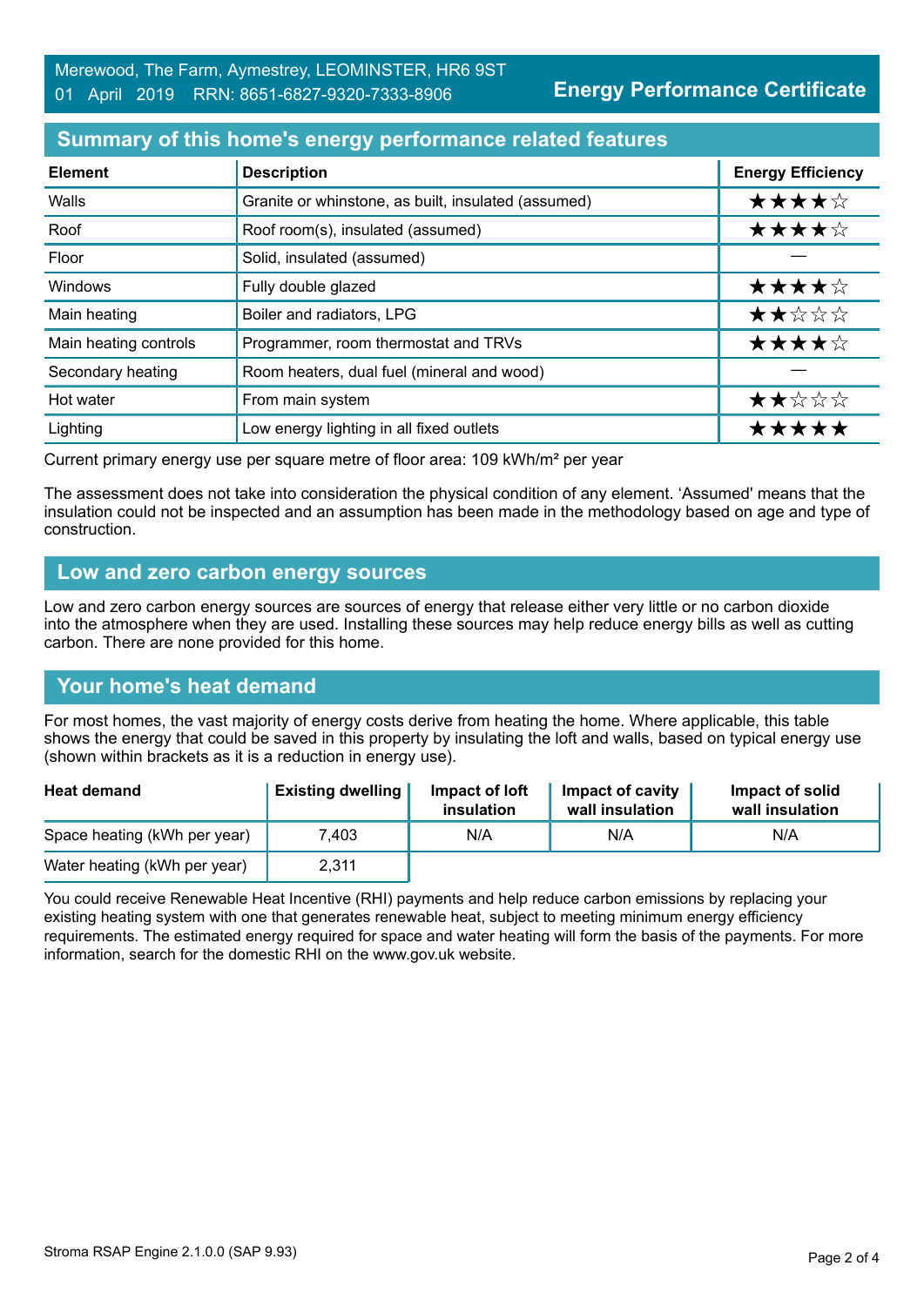Merewood, The Farm, Aymestrey, LEOMINSTER, HR6 9ST
01 April 2019 RRN: 8651-6827-9320-7333-8906

**Energy Performance Certificate**

## Summary of this home's energy performance related features

| Element | Description | Energy Efficiency |
|---|---|---|
| Walls | Granite or whinstone, as built, insulated (assumed) | ★★★★☆ |
| Roof | Roof room(s), insulated (assumed) | ★★★★☆ |
| Floor | Solid, insulated (assumed) | — |
| Windows | Fully double glazed | ★★★★☆ |
| Main heating | Boiler and radiators, LPG | ★★☆☆☆ |
| Main heating controls | Programmer, room thermostat and TRVs | ★★★★☆ |
| Secondary heating | Room heaters, dual fuel (mineral and wood) | — |
| Hot water | From main system | ★★☆☆☆ |
| Lighting | Low energy lighting in all fixed outlets | ★★★★★ |

Current primary energy use per square metre of floor area: 109 kWh/m² per year

The assessment does not take into consideration the physical condition of any element. 'Assumed' means that the insulation could not be inspected and an assumption has been made in the methodology based on age and type of construction.

## Low and zero carbon energy sources

Low and zero carbon energy sources are sources of energy that release either very little or no carbon dioxide into the atmosphere when they are used. Installing these sources may help reduce energy bills as well as cutting carbon. There are none provided for this home.

## Your home's heat demand

For most homes, the vast majority of energy costs derive from heating the home. Where applicable, this table shows the energy that could be saved in this property by insulating the loft and walls, based on typical energy use (shown within brackets as it is a reduction in energy use).

| Heat demand | Existing dwelling | Impact of loft insulation | Impact of cavity wall insulation | Impact of solid wall insulation |
|---|---|---|---|---|
| Space heating (kWh per year) | 7,403 | N/A | N/A | N/A |
| Water heating (kWh per year) | 2,311 | | | |

You could receive Renewable Heat Incentive (RHI) payments and help reduce carbon emissions by replacing your existing heating system with one that generates renewable heat, subject to meeting minimum energy efficiency requirements. The estimated energy required for space and water heating will form the basis of the payments. For more information, search for the domestic RHI on the www.gov.uk website.

Stroma RSAP Engine 2.1.0.0 (SAP 9.93)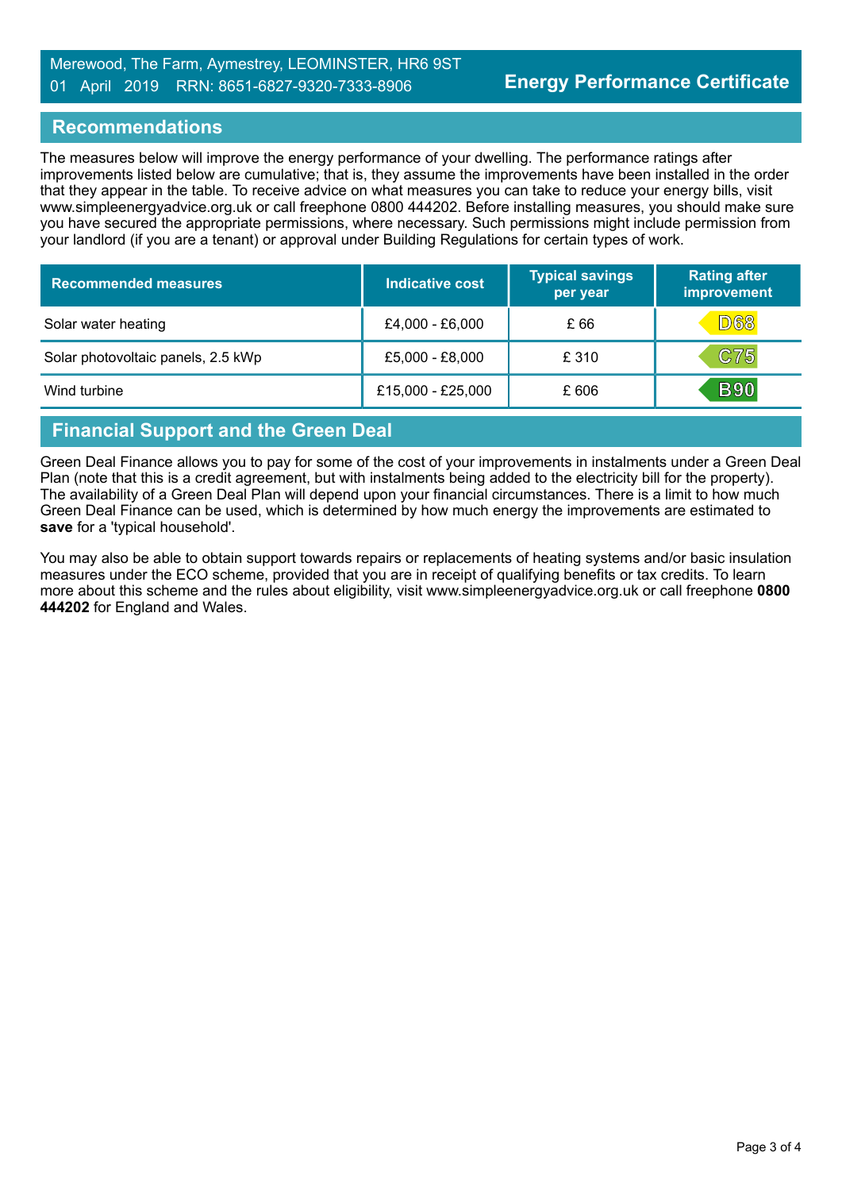## Recommendations

The measures below will improve the energy performance of your dwelling. The performance ratings after improvements listed below are cumulative; that is, they assume the improvements have been installed in the order that they appear in the table. To receive advice on what measures you can take to reduce your energy bills, visit www.simpleenergyadvice.org.uk or call freephone 0800 444202. Before installing measures, you should make sure you have secured the appropriate permissions, where necessary. Such permissions might include permission from your landlord (if you are a tenant) or approval under Building Regulations for certain types of work.

| Recommended measures | Indicative cost | Typical savings per year | Rating after improvement |
| --- | --- | --- | --- |
| Solar water heating | £4,000 - £6,000 | £ 66 | D68 |
| Solar photovoltaic panels, 2.5 kWp | £5,000 - £8,000 | £ 310 | C75 |
| Wind turbine | £15,000 - £25,000 | £ 606 | B90 |

## Financial Support and the Green Deal

Green Deal Finance allows you to pay for some of the cost of your improvements in instalments under a Green Deal Plan (note that this is a credit agreement, but with instalments being added to the electricity bill for the property). The availability of a Green Deal Plan will depend upon your financial circumstances. There is a limit to how much Green Deal Finance can be used, which is determined by how much energy the improvements are estimated to **save** for a 'typical household'.

You may also be able to obtain support towards repairs or replacements of heating systems and/or basic insulation measures under the ECO scheme, provided that you are in receipt of qualifying benefits or tax credits. To learn more about this scheme and the rules about eligibility, visit www.simpleenergyadvice.org.uk or call freephone **0800 444202** for England and Wales.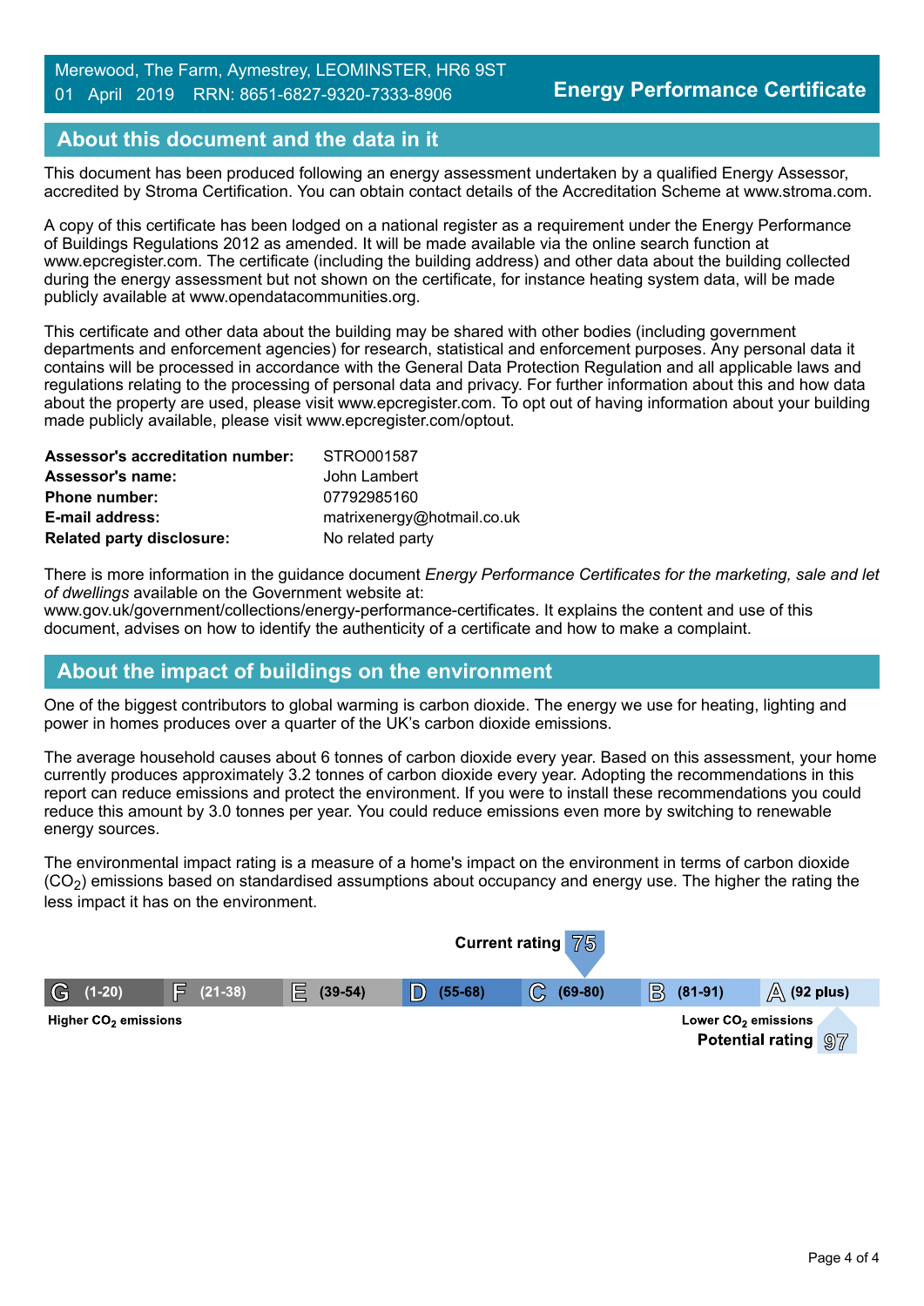Merewood, The Farm, Aymestrey, LEOMINSTER, HR6 9ST
01 April 2019 RRN: 8651-6827-9320-7333-8906

**Energy Performance Certificate**

## About this document and the data in it

This document has been produced following an energy assessment undertaken by a qualified Energy Assessor, accredited by Stroma Certification. You can obtain contact details of the Accreditation Scheme at www.stroma.com.

A copy of this certificate has been lodged on a national register as a requirement under the Energy Performance of Buildings Regulations 2012 as amended. It will be made available via the online search function at www.epcregister.com. The certificate (including the building address) and other data about the building collected during the energy assessment but not shown on the certificate, for instance heating system data, will be made publicly available at www.opendatacommunities.org.

This certificate and other data about the building may be shared with other bodies (including government departments and enforcement agencies) for research, statistical and enforcement purposes. Any personal data it contains will be processed in accordance with the General Data Protection Regulation and all applicable laws and regulations relating to the processing of personal data and privacy. For further information about this and how data about the property are used, please visit www.epcregister.com. To opt out of having information about your building made publicly available, please visit www.epcregister.com/optout.

| | |
|---|---|
| **Assessor's accreditation number:** | STRO001587 |
| **Assessor's name:** | John Lambert |
| **Phone number:** | 07792985160 |
| **E-mail address:** | matrixenergy@hotmail.co.uk |
| **Related party disclosure:** | No related party |

There is more information in the guidance document *Energy Performance Certificates for the marketing, sale and let of dwellings* available on the Government website at:
www.gov.uk/government/collections/energy-performance-certificates. It explains the content and use of this document, advises on how to identify the authenticity of a certificate and how to make a complaint.

## About the impact of buildings on the environment

One of the biggest contributors to global warming is carbon dioxide. The energy we use for heating, lighting and power in homes produces over a quarter of the UK's carbon dioxide emissions.

The average household causes about 6 tonnes of carbon dioxide every year. Based on this assessment, your home currently produces approximately 3.2 tonnes of carbon dioxide every year. Adopting the recommendations in this report can reduce emissions and protect the environment. If you were to install these recommendations you could reduce this amount by 3.0 tonnes per year. You could reduce emissions even more by switching to renewable energy sources.

The environmental impact rating is a measure of a home's impact on the environment in terms of carbon dioxide ($CO_2$) emissions based on standardised assumptions about occupancy and energy use. The higher the rating the less impact it has on the environment.

Current rating 75

G (1-20) F (21-38) E (39-54) D (55-68) C (69-80) B (81-91) A (92 plus)

Higher $CO_2$ emissions

Lower $CO_2$ emissions

Potential rating 97